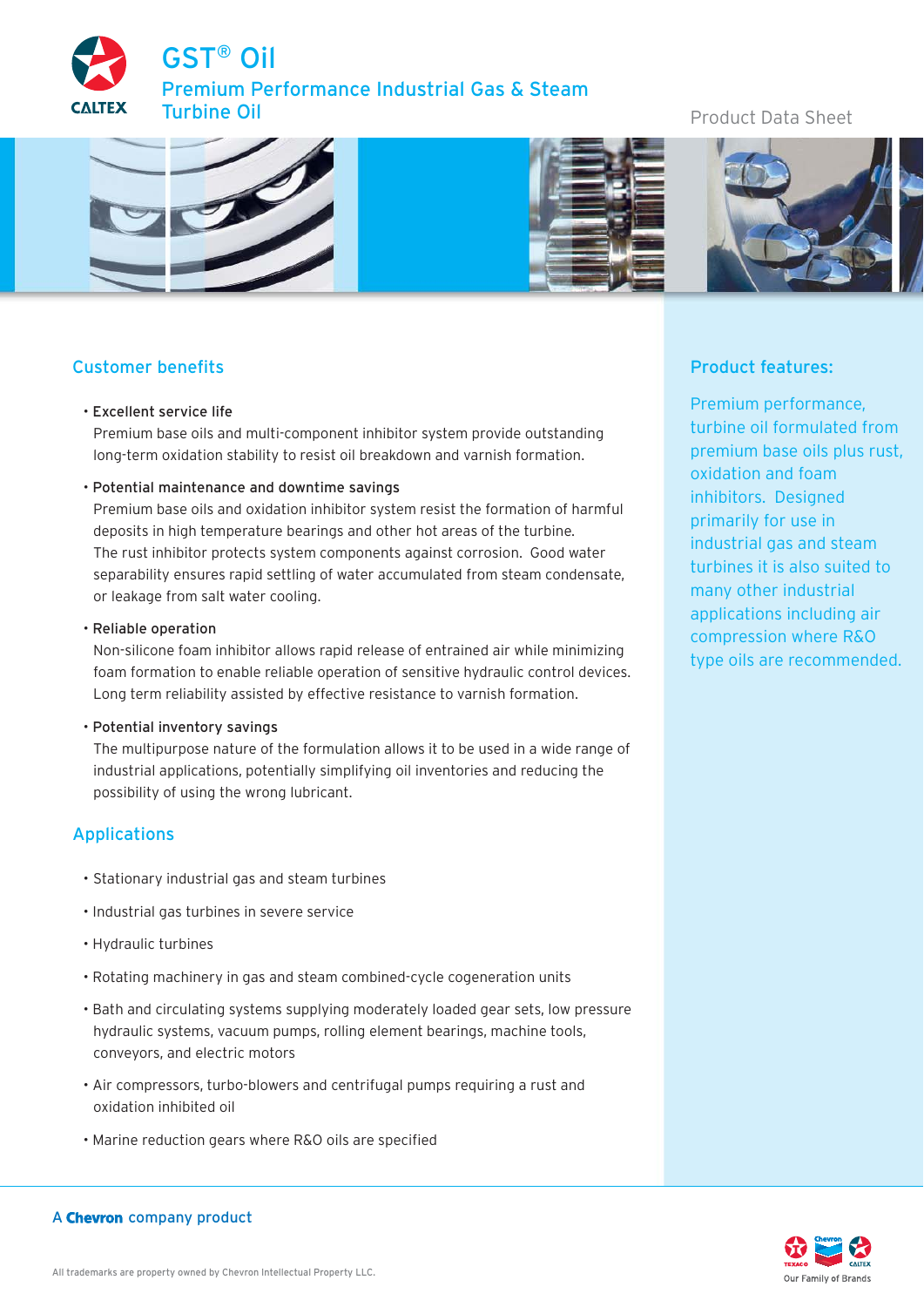# GST® Oil

## Premium Performance Industrial Gas & Steam Turbine Oil

Product Data Sheet

## Customer benefits

- **Excellent service life**
  Premium base oils and multi-component inhibitor system provide outstanding long-term oxidation stability to resist oil breakdown and varnish formation.

- **Potential maintenance and downtime savings**
  Premium base oils and oxidation inhibitor system resist the formation of harmful deposits in high temperature bearings and other hot areas of the turbine. The rust inhibitor protects system components against corrosion. Good water separability ensures rapid settling of water accumulated from steam condensate, or leakage from salt water cooling.

- **Reliable operation**
  Non-silicone foam inhibitor allows rapid release of entrained air while minimizing foam formation to enable reliable operation of sensitive hydraulic control devices. Long term reliability assisted by effective resistance to varnish formation.

- **Potential inventory savings**
  The multipurpose nature of the formulation allows it to be used in a wide range of industrial applications, potentially simplifying oil inventories and reducing the possibility of using the wrong lubricant.

## Applications

- Stationary industrial gas and steam turbines
- Industrial gas turbines in severe service
- Hydraulic turbines
- Rotating machinery in gas and steam combined-cycle cogeneration units
- Bath and circulating systems supplying moderately loaded gear sets, low pressure hydraulic systems, vacuum pumps, rolling element bearings, machine tools, conveyors, and electric motors
- Air compressors, turbo-blowers and centrifugal pumps requiring a rust and oxidation inhibited oil
- Marine reduction gears where R&O oils are specified

## Product features:

Premium performance, turbine oil formulated from premium base oils plus rust, oxidation and foam inhibitors. Designed primarily for use in industrial gas and steam turbines it is also suited to many other industrial applications including air compression where R&O type oils are recommended.

A **Chevron** company product

All trademarks are property owned by Chevron Intellectual Property LLC.

Our Family of Brands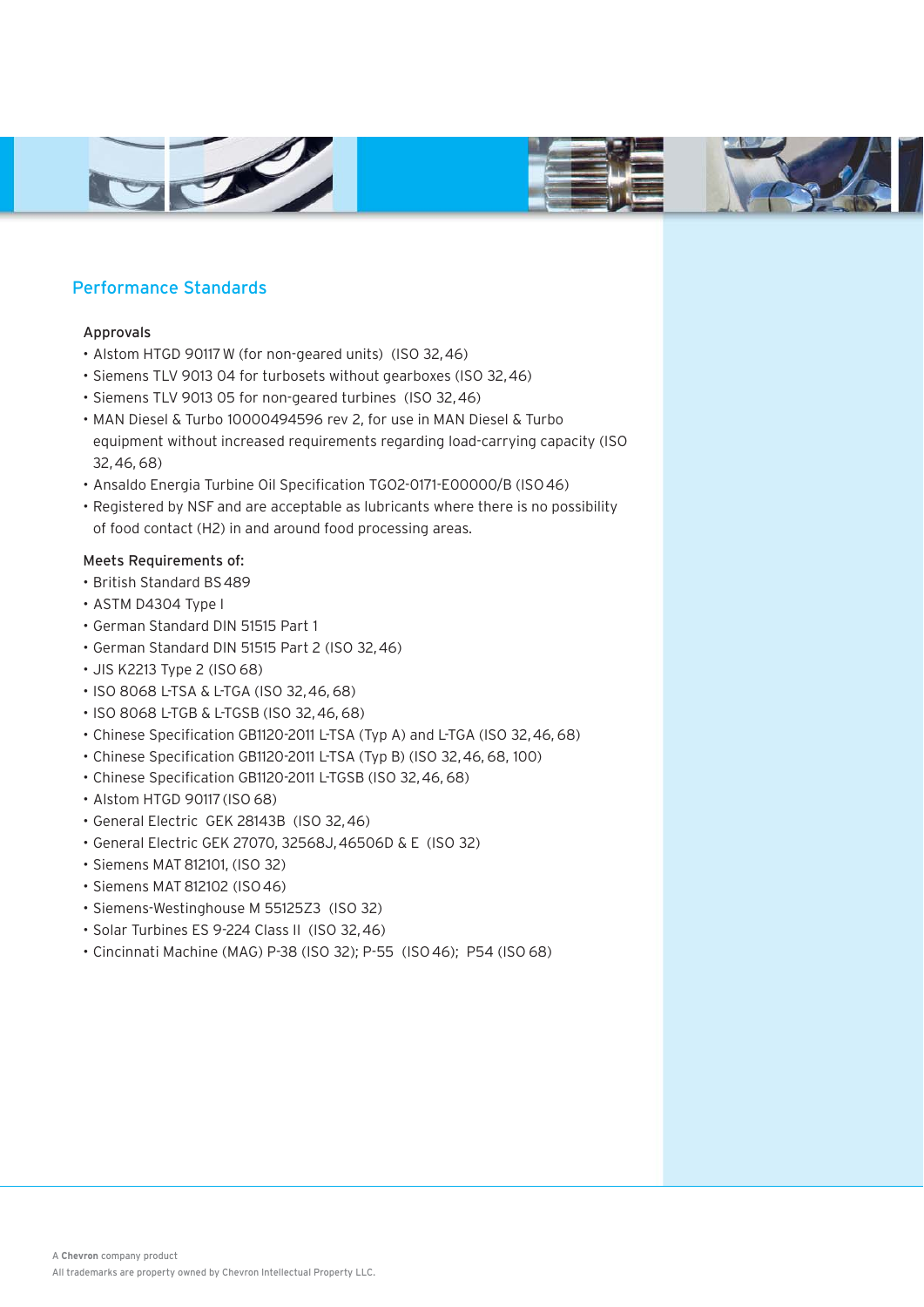## Performance Standards

### Approvals

- Alstom HTGD 90117 W (for non-geared units) (ISO 32, 46)
- Siemens TLV 9013 04 for turbosets without gearboxes (ISO 32, 46)
- Siemens TLV 9013 05 for non-geared turbines (ISO 32, 46)
- MAN Diesel & Turbo 10000494596 rev 2, for use in MAN Diesel & Turbo equipment without increased requirements regarding load-carrying capacity (ISO 32, 46, 68)
- Ansaldo Energia Turbine Oil Specification TGO2-0171-E00000/B (ISO 46)
- Registered by NSF and are acceptable as lubricants where there is no possibility of food contact (H2) in and around food processing areas.

### Meets Requirements of:

- British Standard BS 489
- ASTM D4304 Type I
- German Standard DIN 51515 Part 1
- German Standard DIN 51515 Part 2 (ISO 32, 46)
- JIS K2213 Type 2 (ISO 68)
- ISO 8068 L-TSA & L-TGA (ISO 32, 46, 68)
- ISO 8068 L-TGB & L-TGSB (ISO 32, 46, 68)
- Chinese Specification GB1120-2011 L-TSA (Typ A) and L-TGA (ISO 32, 46, 68)
- Chinese Specification GB1120-2011 L-TSA (Typ B) (ISO 32, 46, 68, 100)
- Chinese Specification GB1120-2011 L-TGSB (ISO 32, 46, 68)
- Alstom HTGD 90117 (ISO 68)
- General Electric GEK 28143B (ISO 32, 46)
- General Electric GEK 27070, 32568J, 46506D & E (ISO 32)
- Siemens MAT 812101, (ISO 32)
- Siemens MAT 812102 (ISO 46)
- Siemens-Westinghouse M 55125Z3 (ISO 32)
- Solar Turbines ES 9-224 Class II (ISO 32, 46)
- Cincinnati Machine (MAG) P-38 (ISO 32); P-55 (ISO 46); P54 (ISO 68)

A **Chevron** company product

All trademarks are property owned by Chevron Intellectual Property LLC.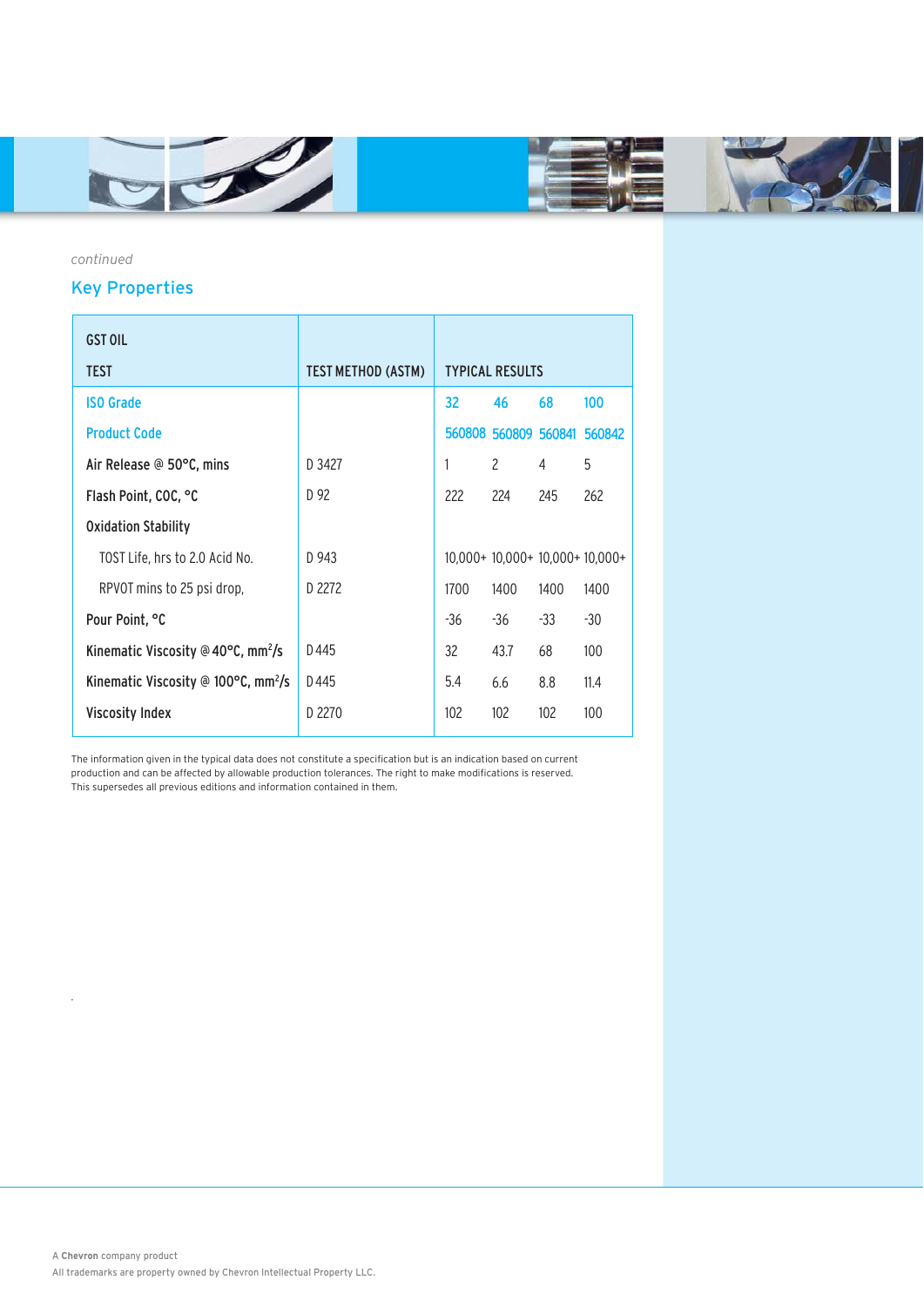*continued*

## Key Properties

| GST OIL<br>TEST | TEST METHOD (ASTM) | TYPICAL RESULTS | | | |
|---|---|---|---|---|---|
| ISO Grade | | 32 | 46 | 68 | 100 |
| Product Code | | 560808 | 560809 | 560841 | 560842 |
| Air Release @ 50°C, mins | D 3427 | 1 | 2 | 4 | 5 |
| Flash Point, COC, °C | D 92 | 222 | 224 | 245 | 262 |
| Oxidation Stability | | | | | |
| TOST Life, hrs to 2.0 Acid No. | D 943 | 10,000+ | 10,000+ | 10,000+ | 10,000+ |
| RPVOT mins to 25 psi drop, | D 2272 | 1700 | 1400 | 1400 | 1400 |
| Pour Point, °C | | -36 | -36 | -33 | -30 |
| Kinematic Viscosity @ 40°C, $mm^2/s$ | D 445 | 32 | 43.7 | 68 | 100 |
| Kinematic Viscosity @ 100°C, $mm^2/s$ | D 445 | 5.4 | 6.6 | 8.8 | 11.4 |
| Viscosity Index | D 2270 | 102 | 102 | 102 | 100 |

The information given in the typical data does not constitute a specification but is an indication based on current production and can be affected by allowable production tolerances. The right to make modifications is reserved. This supersedes all previous editions and information contained in them.

A **Chevron** company product

All trademarks are property owned by Chevron Intellectual Property LLC.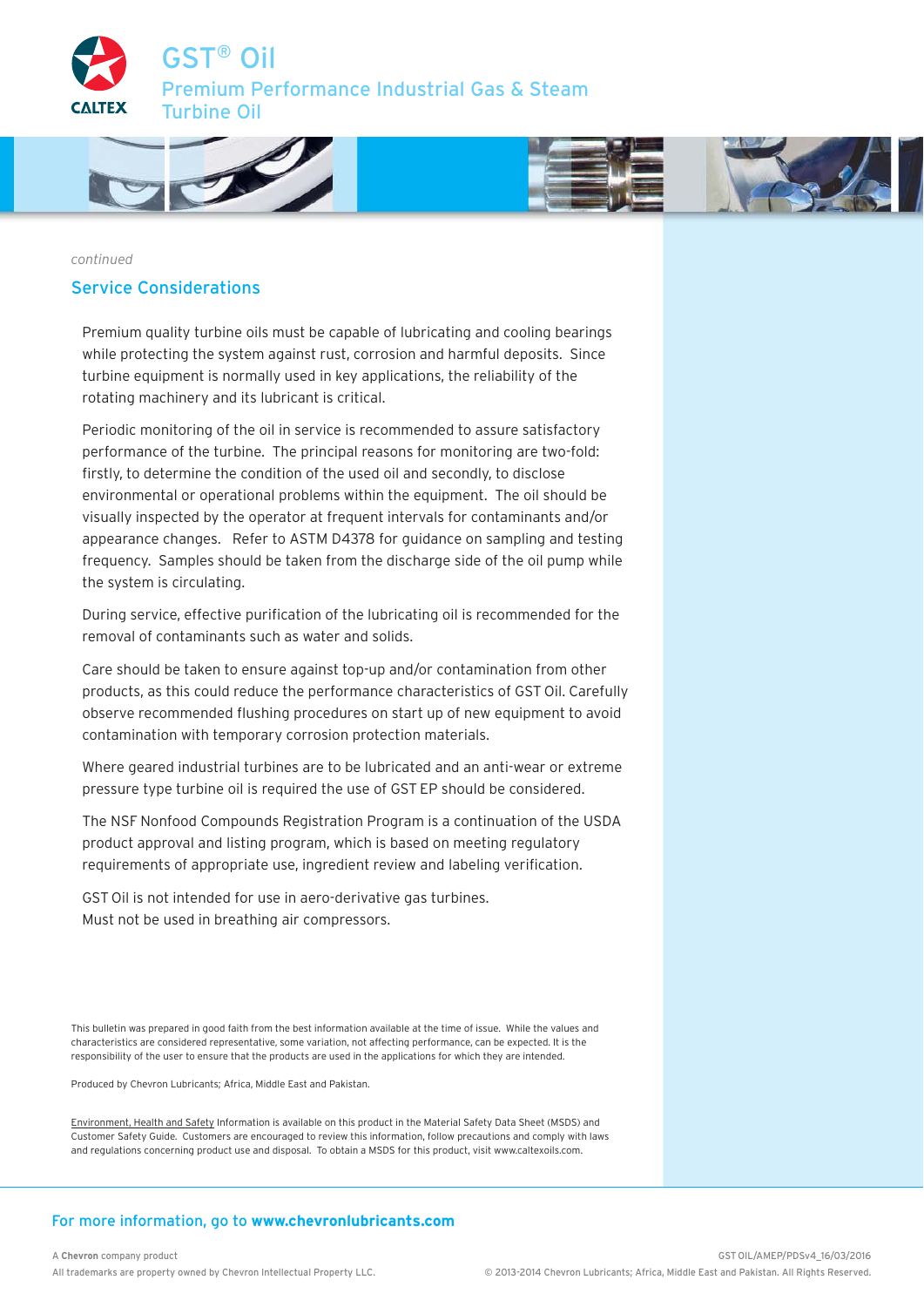# GST® Oil

Premium Performance Industrial Gas & Steam Turbine Oil

*continued*

## Service Considerations

Premium quality turbine oils must be capable of lubricating and cooling bearings while protecting the system against rust, corrosion and harmful deposits. Since turbine equipment is normally used in key applications, the reliability of the rotating machinery and its lubricant is critical.

Periodic monitoring of the oil in service is recommended to assure satisfactory performance of the turbine. The principal reasons for monitoring are two-fold: firstly, to determine the condition of the used oil and secondly, to disclose environmental or operational problems within the equipment. The oil should be visually inspected by the operator at frequent intervals for contaminants and/or appearance changes. Refer to ASTM D4378 for guidance on sampling and testing frequency. Samples should be taken from the discharge side of the oil pump while the system is circulating.

During service, effective purification of the lubricating oil is recommended for the removal of contaminants such as water and solids.

Care should be taken to ensure against top-up and/or contamination from other products, as this could reduce the performance characteristics of GST Oil. Carefully observe recommended flushing procedures on start up of new equipment to avoid contamination with temporary corrosion protection materials.

Where geared industrial turbines are to be lubricated and an anti-wear or extreme pressure type turbine oil is required the use of GST EP should be considered.

The NSF Nonfood Compounds Registration Program is a continuation of the USDA product approval and listing program, which is based on meeting regulatory requirements of appropriate use, ingredient review and labeling verification.

GST Oil is not intended for use in aero-derivative gas turbines.
Must not be used in breathing air compressors.

This bulletin was prepared in good faith from the best information available at the time of issue. While the values and characteristics are considered representative, some variation, not affecting performance, can be expected. It is the responsibility of the user to ensure that the products are used in the applications for which they are intended.

Produced by Chevron Lubricants; Africa, Middle East and Pakistan.

Environment, Health and Safety Information is available on this product in the Material Safety Data Sheet (MSDS) and Customer Safety Guide. Customers are encouraged to review this information, follow precautions and comply with laws and regulations concerning product use and disposal. To obtain a MSDS for this product, visit www.caltexoils.com.

For more information, go to **www.chevronlubricants.com**

A **Chevron** company product

All trademarks are property owned by Chevron Intellectual Property LLC.

GST OIL/AMEP/PDSv4_16/03/2016

© 2013-2014 Chevron Lubricants; Africa, Middle East and Pakistan. All Rights Reserved.